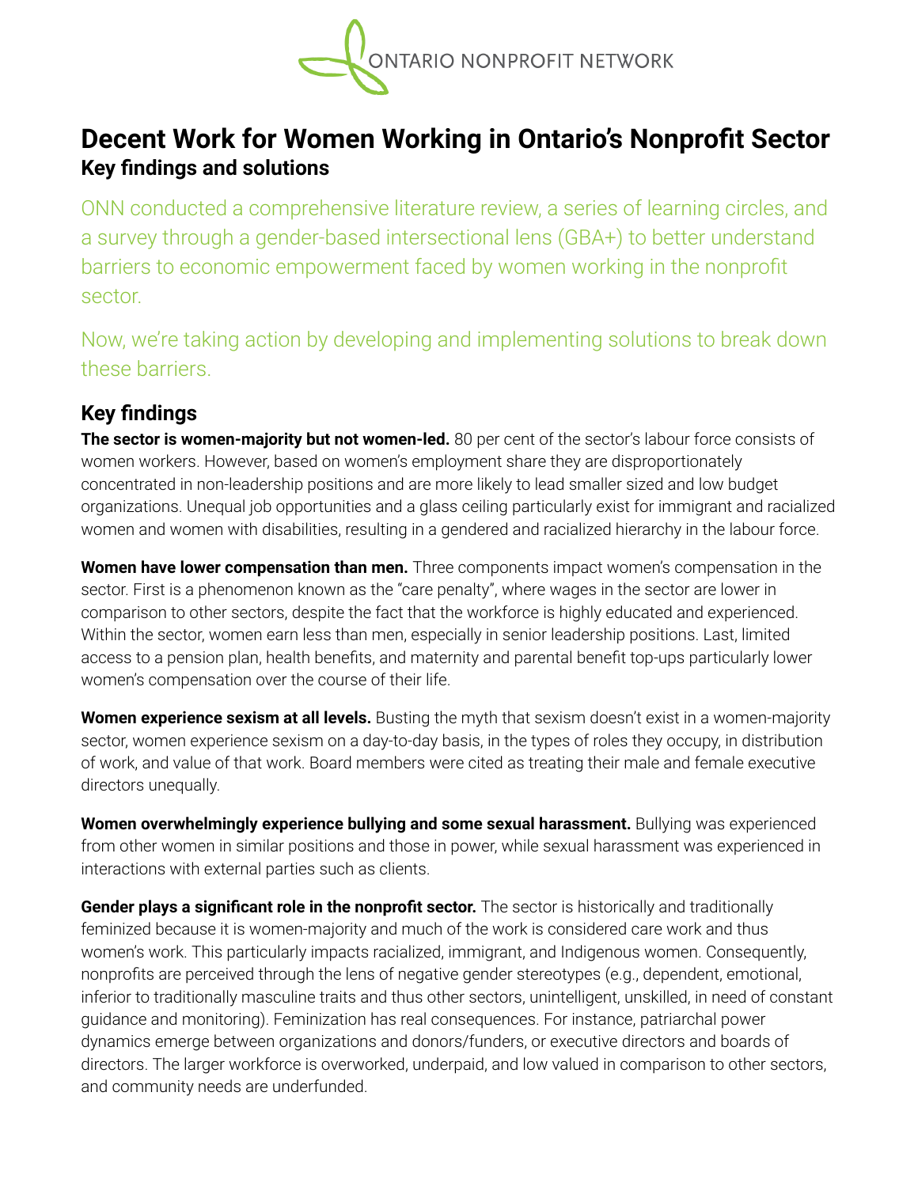ONTARIO NONPROFIT NETWORK

# Decent Work for Women Working in Ontario's Nonprofit Sector

## Key findings and solutions

ONN conducted a comprehensive literature review, a series of learning circles, and a survey through a gender-based intersectional lens (GBA+) to better understand barriers to economic empowerment faced by women working in the nonprofit sector.

Now, we're taking action by developing and implementing solutions to break down these barriers.

## Key findings

**The sector is women-majority but not women-led.** 80 per cent of the sector's labour force consists of women workers. However, based on women's employment share they are disproportionately concentrated in non-leadership positions and are more likely to lead smaller sized and low budget organizations. Unequal job opportunities and a glass ceiling particularly exist for immigrant and racialized women and women with disabilities, resulting in a gendered and racialized hierarchy in the labour force.

**Women have lower compensation than men.** Three components impact women's compensation in the sector. First is a phenomenon known as the "care penalty", where wages in the sector are lower in comparison to other sectors, despite the fact that the workforce is highly educated and experienced. Within the sector, women earn less than men, especially in senior leadership positions. Last, limited access to a pension plan, health benefits, and maternity and parental benefit top-ups particularly lower women's compensation over the course of their life.

**Women experience sexism at all levels.** Busting the myth that sexism doesn't exist in a women-majority sector, women experience sexism on a day-to-day basis, in the types of roles they occupy, in distribution of work, and value of that work. Board members were cited as treating their male and female executive directors unequally.

**Women overwhelmingly experience bullying and some sexual harassment.** Bullying was experienced from other women in similar positions and those in power, while sexual harassment was experienced in interactions with external parties such as clients.

**Gender plays a significant role in the nonprofit sector.** The sector is historically and traditionally feminized because it is women-majority and much of the work is considered care work and thus women's work. This particularly impacts racialized, immigrant, and Indigenous women. Consequently, nonprofits are perceived through the lens of negative gender stereotypes (e.g., dependent, emotional, inferior to traditionally masculine traits and thus other sectors, unintelligent, unskilled, in need of constant guidance and monitoring). Feminization has real consequences. For instance, patriarchal power dynamics emerge between organizations and donors/funders, or executive directors and boards of directors. The larger workforce is overworked, underpaid, and low valued in comparison to other sectors, and community needs are underfunded.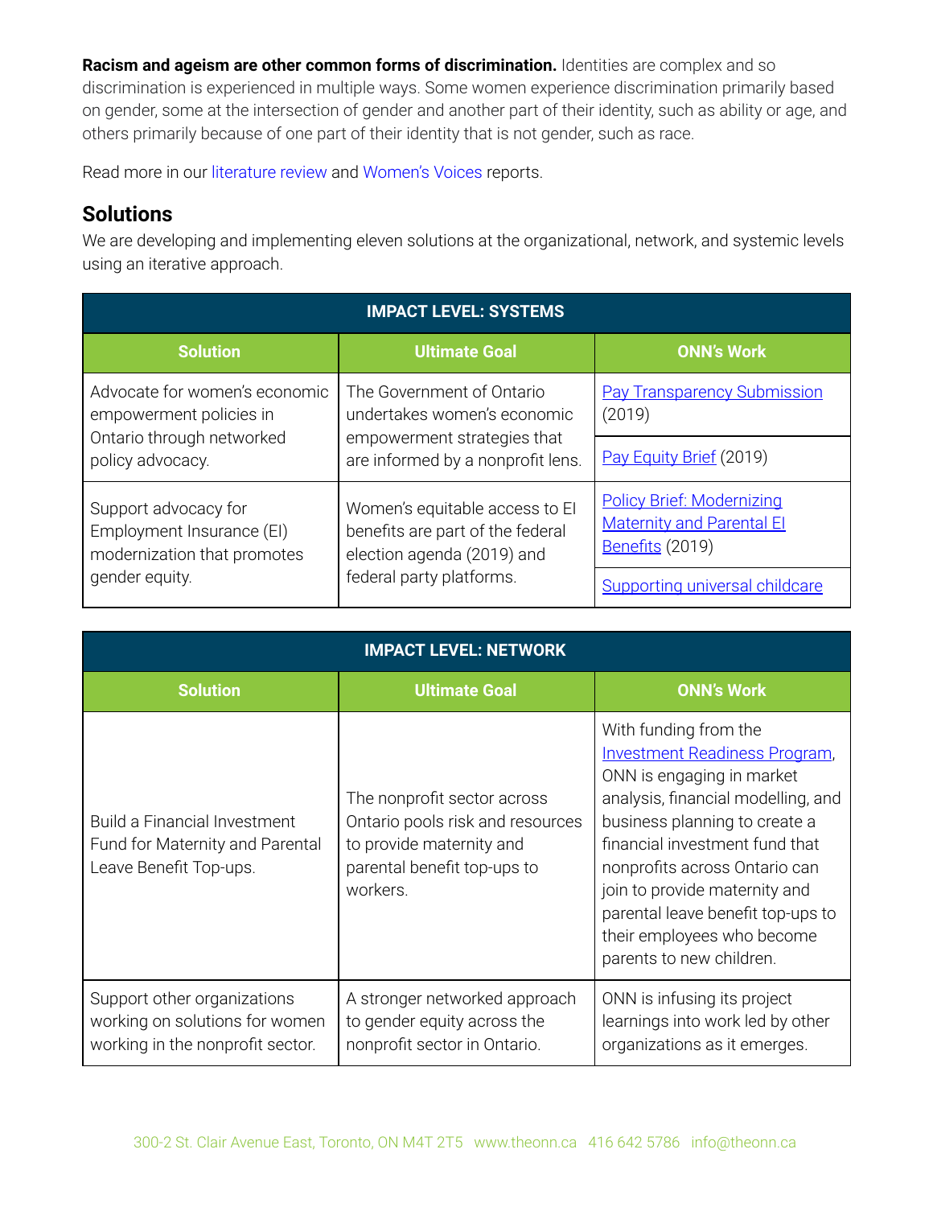**Racism and ageism are other common forms of discrimination.** Identities are complex and so discrimination is experienced in multiple ways. Some women experience discrimination primarily based on gender, some at the intersection of gender and another part of their identity, such as ability or age, and others primarily because of one part of their identity that is not gender, such as race.

Read more in our literature review and Women's Voices reports.

## Solutions

We are developing and implementing eleven solutions at the organizational, network, and systemic levels using an iterative approach.

| IMPACT LEVEL: SYSTEMS | | |
|---|---|---|
| **Solution** | **Ultimate Goal** | **ONN's Work** |
| Advocate for women's economic empowerment policies in Ontario through networked policy advocacy. | The Government of Ontario undertakes women's economic empowerment strategies that are informed by a nonprofit lens. | Pay Transparency Submission (2019) |
| | | Pay Equity Brief (2019) |
| Support advocacy for Employment Insurance (EI) modernization that promotes gender equity. | Women's equitable access to EI benefits are part of the federal election agenda (2019) and federal party platforms. | Policy Brief: Modernizing Maternity and Parental EI Benefits (2019) |
| | | Supporting universal childcare |

| IMPACT LEVEL: NETWORK | | |
|---|---|---|
| **Solution** | **Ultimate Goal** | **ONN's Work** |
| Build a Financial Investment Fund for Maternity and Parental Leave Benefit Top-ups. | The nonprofit sector across Ontario pools risk and resources to provide maternity and parental benefit top-ups to workers. | With funding from the Investment Readiness Program, ONN is engaging in market analysis, financial modelling, and business planning to create a financial investment fund that nonprofits across Ontario can join to provide maternity and parental leave benefit top-ups to their employees who become parents to new children. |
| Support other organizations working on solutions for women working in the nonprofit sector. | A stronger networked approach to gender equity across the nonprofit sector in Ontario. | ONN is infusing its project learnings into work led by other organizations as it emerges. |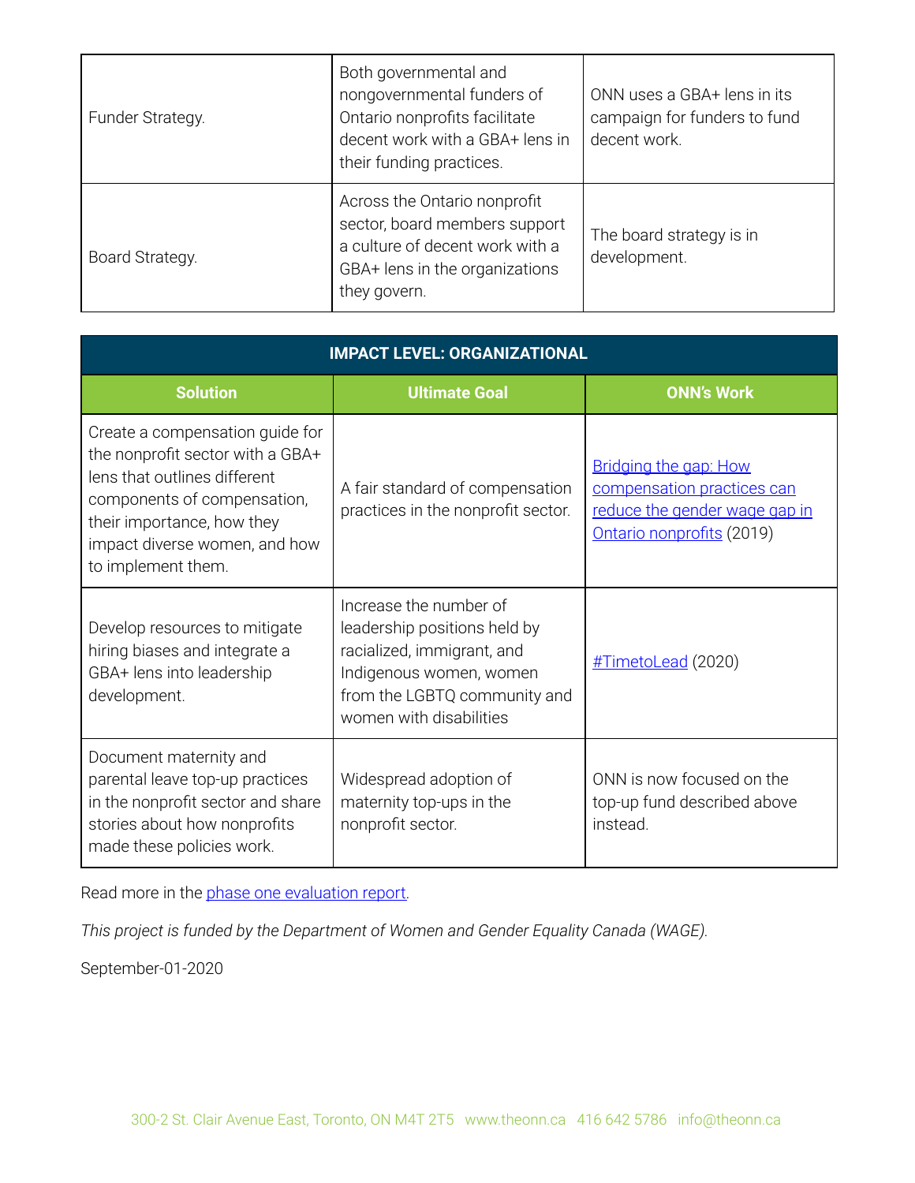| | | |
|---|---|---|
| Funder Strategy. | Both governmental and nongovernmental funders of Ontario nonprofits facilitate decent work with a GBA+ lens in their funding practices. | ONN uses a GBA+ lens in its campaign for funders to fund decent work. |
| Board Strategy. | Across the Ontario nonprofit sector, board members support a culture of decent work with a GBA+ lens in the organizations they govern. | The board strategy is in development. |

| **IMPACT LEVEL: ORGANIZATIONAL** | | |
|---|---|---|
| **Solution** | **Ultimate Goal** | **ONN's Work** |
| Create a compensation guide for the nonprofit sector with a GBA+ lens that outlines different components of compensation, their importance, how they impact diverse women, and how to implement them. | A fair standard of compensation practices in the nonprofit sector. | Bridging the gap: How compensation practices can reduce the gender wage gap in Ontario nonprofits (2019) |
| Develop resources to mitigate hiring biases and integrate a GBA+ lens into leadership development. | Increase the number of leadership positions held by racialized, immigrant, and Indigenous women, women from the LGBTQ community and women with disabilities | #TimetoLead (2020) |
| Document maternity and parental leave top-up practices in the nonprofit sector and share stories about how nonprofits made these policies work. | Widespread adoption of maternity top-ups in the nonprofit sector. | ONN is now focused on the top-up fund described above instead. |

Read more in the phase one evaluation report.

*This project is funded by the Department of Women and Gender Equality Canada (WAGE).*

September-01-2020